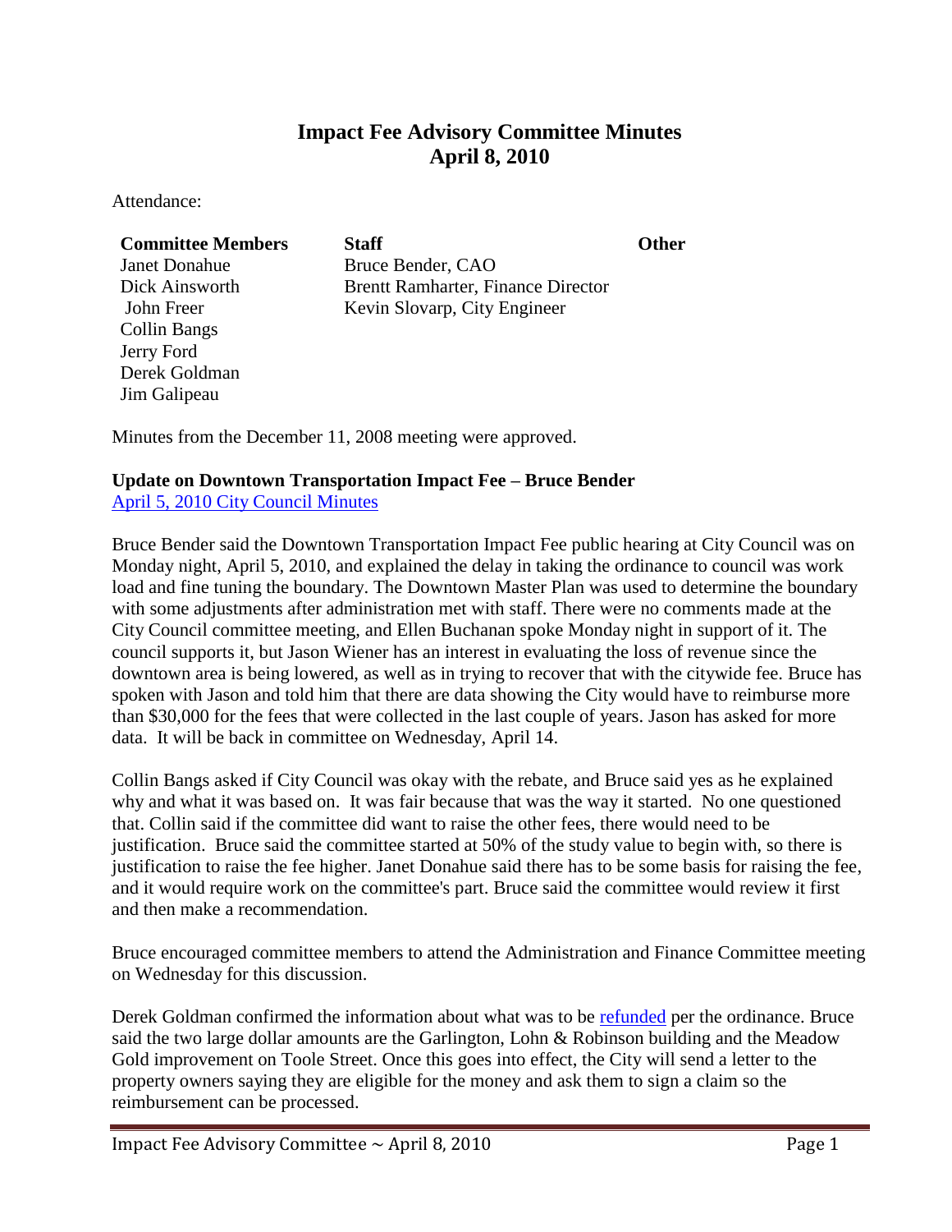# Impact Fee Advisory Committee Minutes
# April 8, 2010

Attendance:

| Committee Members | Staff | Other |
|---|---|---|
| Janet Donahue | Bruce Bender, CAO | |
| Dick Ainsworth | Brentt Ramharter, Finance Director | |
| John Freer | Kevin Slovarp, City Engineer | |
| Collin Bangs | | |
| Jerry Ford | | |
| Derek Goldman | | |
| Jim Galipeau | | |

Minutes from the December 11, 2008 meeting were approved.

**Update on Downtown Transportation Impact Fee – Bruce Bender**
April 5, 2010 City Council Minutes

Bruce Bender said the Downtown Transportation Impact Fee public hearing at City Council was on Monday night, April 5, 2010, and explained the delay in taking the ordinance to council was work load and fine tuning the boundary. The Downtown Master Plan was used to determine the boundary with some adjustments after administration met with staff. There were no comments made at the City Council committee meeting, and Ellen Buchanan spoke Monday night in support of it. The council supports it, but Jason Wiener has an interest in evaluating the loss of revenue since the downtown area is being lowered, as well as in trying to recover that with the citywide fee. Bruce has spoken with Jason and told him that there are data showing the City would have to reimburse more than $30,000 for the fees that were collected in the last couple of years. Jason has asked for more data. It will be back in committee on Wednesday, April 14.

Collin Bangs asked if City Council was okay with the rebate, and Bruce said yes as he explained why and what it was based on. It was fair because that was the way it started. No one questioned that. Collin said if the committee did want to raise the other fees, there would need to be justification. Bruce said the committee started at 50% of the study value to begin with, so there is justification to raise the fee higher. Janet Donahue said there has to be some basis for raising the fee, and it would require work on the committee's part. Bruce said the committee would review it first and then make a recommendation.

Bruce encouraged committee members to attend the Administration and Finance Committee meeting on Wednesday for this discussion.

Derek Goldman confirmed the information about what was to be refunded per the ordinance. Bruce said the two large dollar amounts are the Garlington, Lohn & Robinson building and the Meadow Gold improvement on Toole Street. Once this goes into effect, the City will send a letter to the property owners saying they are eligible for the money and ask them to sign a claim so the reimbursement can be processed.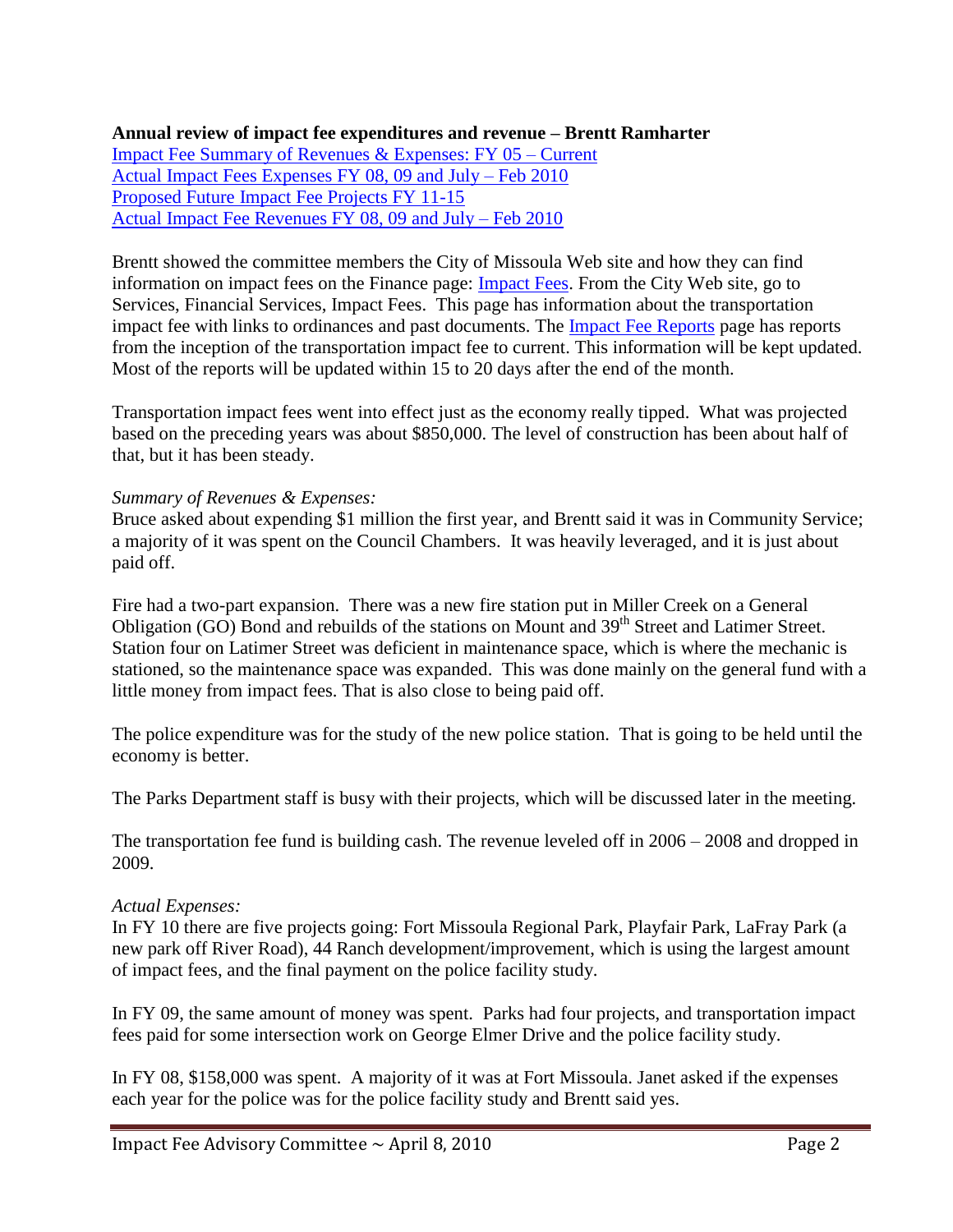**Annual review of impact fee expenditures and revenue – Brentt Ramharter**

Impact Fee Summary of Revenues & Expenses: FY 05 – Current
Actual Impact Fees Expenses FY 08, 09 and July – Feb 2010
Proposed Future Impact Fee Projects FY 11-15
Actual Impact Fee Revenues FY 08, 09 and July – Feb 2010

Brentt showed the committee members the City of Missoula Web site and how they can find information on impact fees on the Finance page: Impact Fees. From the City Web site, go to Services, Financial Services, Impact Fees. This page has information about the transportation impact fee with links to ordinances and past documents. The Impact Fee Reports page has reports from the inception of the transportation impact fee to current. This information will be kept updated. Most of the reports will be updated within 15 to 20 days after the end of the month.

Transportation impact fees went into effect just as the economy really tipped. What was projected based on the preceding years was about $850,000. The level of construction has been about half of that, but it has been steady.

*Summary of Revenues & Expenses:*

Bruce asked about expending $1 million the first year, and Brentt said it was in Community Service; a majority of it was spent on the Council Chambers. It was heavily leveraged, and it is just about paid off.

Fire had a two-part expansion. There was a new fire station put in Miller Creek on a General Obligation (GO) Bond and rebuilds of the stations on Mount and 39th Street and Latimer Street. Station four on Latimer Street was deficient in maintenance space, which is where the mechanic is stationed, so the maintenance space was expanded. This was done mainly on the general fund with a little money from impact fees. That is also close to being paid off.

The police expenditure was for the study of the new police station. That is going to be held until the economy is better.

The Parks Department staff is busy with their projects, which will be discussed later in the meeting.

The transportation fee fund is building cash. The revenue leveled off in 2006 – 2008 and dropped in 2009.

*Actual Expenses:*

In FY 10 there are five projects going: Fort Missoula Regional Park, Playfair Park, LaFray Park (a new park off River Road), 44 Ranch development/improvement, which is using the largest amount of impact fees, and the final payment on the police facility study.

In FY 09, the same amount of money was spent. Parks had four projects, and transportation impact fees paid for some intersection work on George Elmer Drive and the police facility study.

In FY 08, $158,000 was spent. A majority of it was at Fort Missoula. Janet asked if the expenses each year for the police was for the police facility study and Brentt said yes.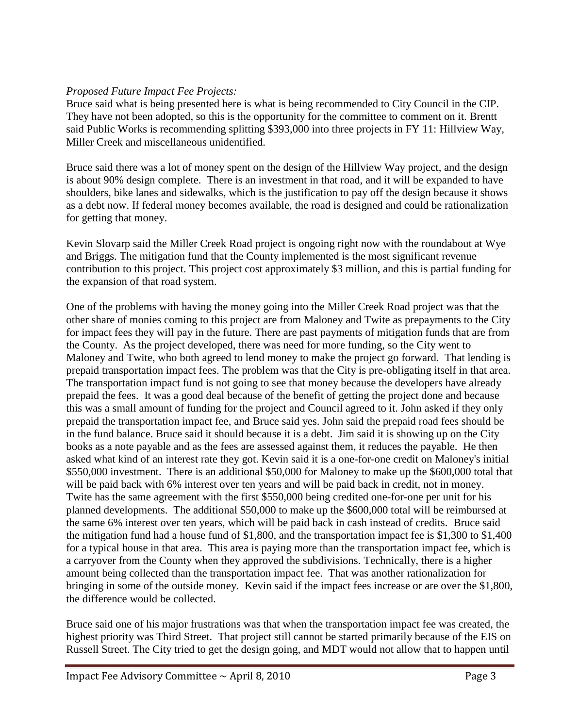*Proposed Future Impact Fee Projects:*
Bruce said what is being presented here is what is being recommended to City Council in the CIP. They have not been adopted, so this is the opportunity for the committee to comment on it. Brentt said Public Works is recommending splitting $393,000 into three projects in FY 11: Hillview Way, Miller Creek and miscellaneous unidentified.

Bruce said there was a lot of money spent on the design of the Hillview Way project, and the design is about 90% design complete. There is an investment in that road, and it will be expanded to have shoulders, bike lanes and sidewalks, which is the justification to pay off the design because it shows as a debt now. If federal money becomes available, the road is designed and could be rationalization for getting that money.

Kevin Slovarp said the Miller Creek Road project is ongoing right now with the roundabout at Wye and Briggs. The mitigation fund that the County implemented is the most significant revenue contribution to this project. This project cost approximately $3 million, and this is partial funding for the expansion of that road system.

One of the problems with having the money going into the Miller Creek Road project was that the other share of monies coming to this project are from Maloney and Twite as prepayments to the City for impact fees they will pay in the future. There are past payments of mitigation funds that are from the County. As the project developed, there was need for more funding, so the City went to Maloney and Twite, who both agreed to lend money to make the project go forward. That lending is prepaid transportation impact fees. The problem was that the City is pre-obligating itself in that area. The transportation impact fund is not going to see that money because the developers have already prepaid the fees. It was a good deal because of the benefit of getting the project done and because this was a small amount of funding for the project and Council agreed to it. John asked if they only prepaid the transportation impact fee, and Bruce said yes. John said the prepaid road fees should be in the fund balance. Bruce said it should because it is a debt. Jim said it is showing up on the City books as a note payable and as the fees are assessed against them, it reduces the payable. He then asked what kind of an interest rate they got. Kevin said it is a one-for-one credit on Maloney's initial $550,000 investment. There is an additional $50,000 for Maloney to make up the $600,000 total that will be paid back with 6% interest over ten years and will be paid back in credit, not in money. Twite has the same agreement with the first $550,000 being credited one-for-one per unit for his planned developments. The additional $50,000 to make up the $600,000 total will be reimbursed at the same 6% interest over ten years, which will be paid back in cash instead of credits. Bruce said the mitigation fund had a house fund of $1,800, and the transportation impact fee is $1,300 to $1,400 for a typical house in that area. This area is paying more than the transportation impact fee, which is a carryover from the County when they approved the subdivisions. Technically, there is a higher amount being collected than the transportation impact fee. That was another rationalization for bringing in some of the outside money. Kevin said if the impact fees increase or are over the $1,800, the difference would be collected.

Bruce said one of his major frustrations was that when the transportation impact fee was created, the highest priority was Third Street. That project still cannot be started primarily because of the EIS on Russell Street. The City tried to get the design going, and MDT would not allow that to happen until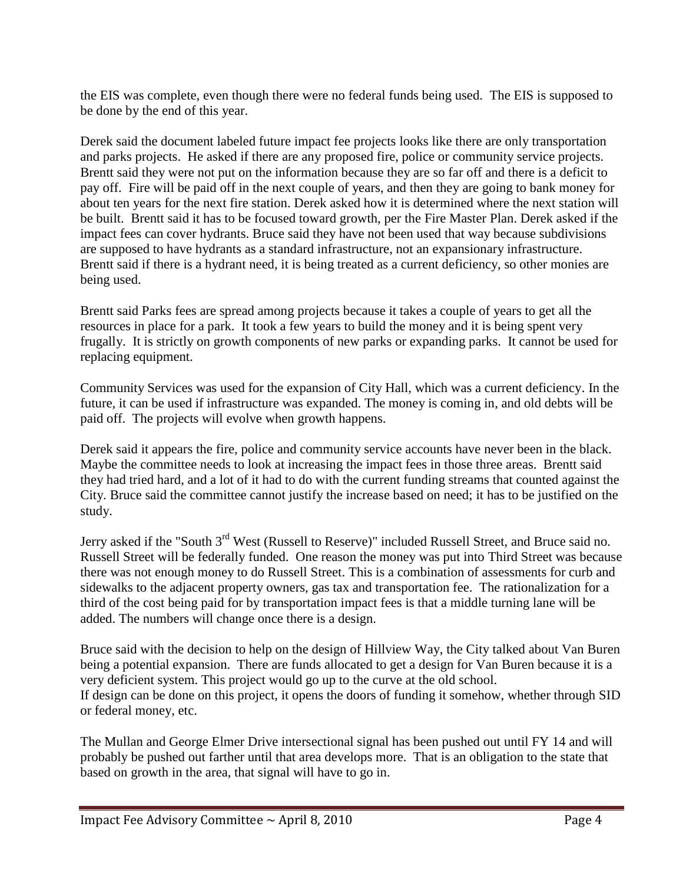the EIS was complete, even though there were no federal funds being used. The EIS is supposed to be done by the end of this year.

Derek said the document labeled future impact fee projects looks like there are only transportation and parks projects. He asked if there are any proposed fire, police or community service projects. Brentt said they were not put on the information because they are so far off and there is a deficit to pay off. Fire will be paid off in the next couple of years, and then they are going to bank money for about ten years for the next fire station. Derek asked how it is determined where the next station will be built. Brentt said it has to be focused toward growth, per the Fire Master Plan. Derek asked if the impact fees can cover hydrants. Bruce said they have not been used that way because subdivisions are supposed to have hydrants as a standard infrastructure, not an expansionary infrastructure. Brentt said if there is a hydrant need, it is being treated as a current deficiency, so other monies are being used.

Brentt said Parks fees are spread among projects because it takes a couple of years to get all the resources in place for a park. It took a few years to build the money and it is being spent very frugally. It is strictly on growth components of new parks or expanding parks. It cannot be used for replacing equipment.

Community Services was used for the expansion of City Hall, which was a current deficiency. In the future, it can be used if infrastructure was expanded. The money is coming in, and old debts will be paid off. The projects will evolve when growth happens.

Derek said it appears the fire, police and community service accounts have never been in the black. Maybe the committee needs to look at increasing the impact fees in those three areas. Brentt said they had tried hard, and a lot of it had to do with the current funding streams that counted against the City. Bruce said the committee cannot justify the increase based on need; it has to be justified on the study.

Jerry asked if the "South 3rd West (Russell to Reserve)" included Russell Street, and Bruce said no. Russell Street will be federally funded. One reason the money was put into Third Street was because there was not enough money to do Russell Street. This is a combination of assessments for curb and sidewalks to the adjacent property owners, gas tax and transportation fee. The rationalization for a third of the cost being paid for by transportation impact fees is that a middle turning lane will be added. The numbers will change once there is a design.

Bruce said with the decision to help on the design of Hillview Way, the City talked about Van Buren being a potential expansion. There are funds allocated to get a design for Van Buren because it is a very deficient system. This project would go up to the curve at the old school.
If design can be done on this project, it opens the doors of funding it somehow, whether through SID or federal money, etc.

The Mullan and George Elmer Drive intersectional signal has been pushed out until FY 14 and will probably be pushed out farther until that area develops more. That is an obligation to the state that based on growth in the area, that signal will have to go in.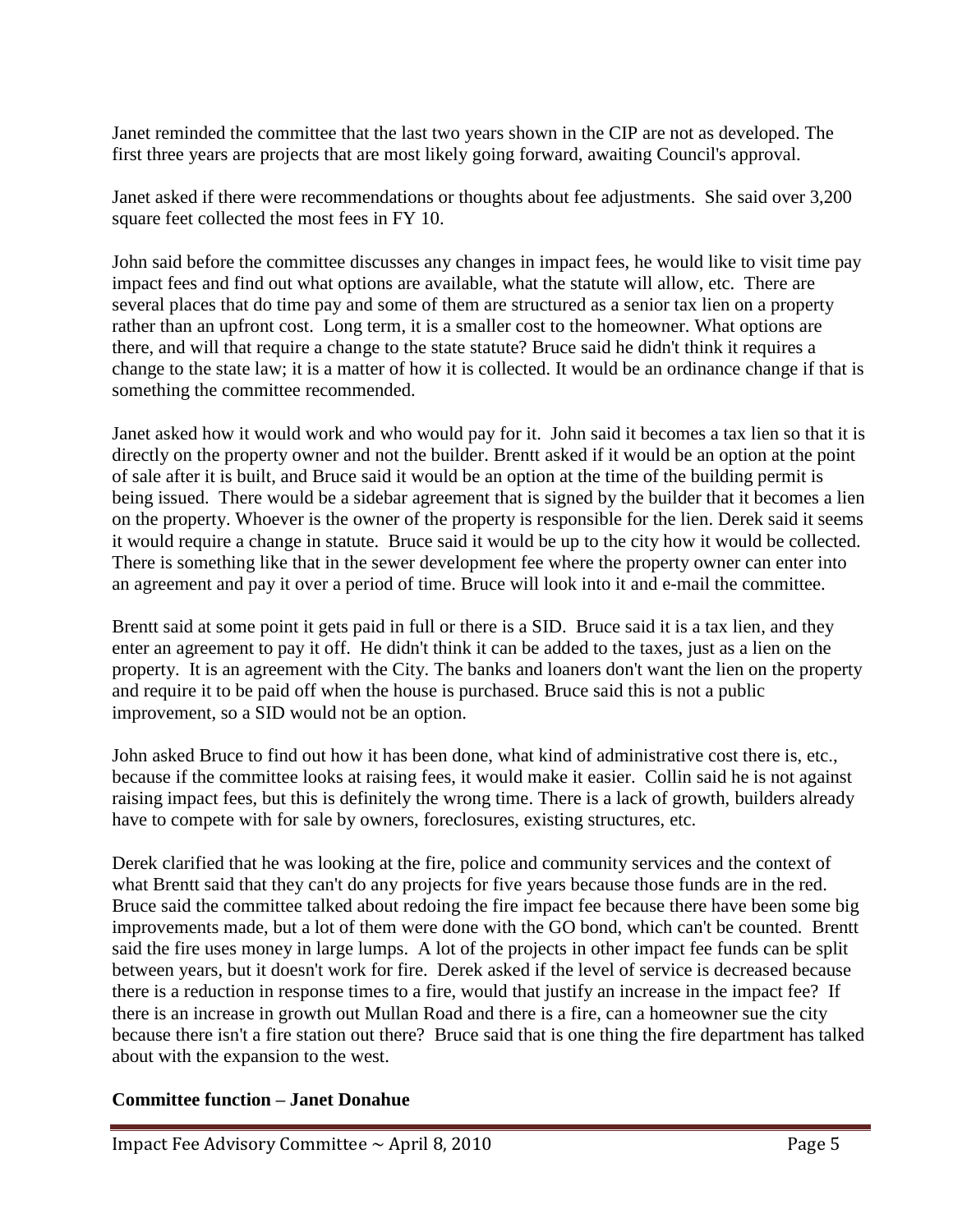Janet reminded the committee that the last two years shown in the CIP are not as developed. The first three years are projects that are most likely going forward, awaiting Council's approval.

Janet asked if there were recommendations or thoughts about fee adjustments. She said over 3,200 square feet collected the most fees in FY 10.

John said before the committee discusses any changes in impact fees, he would like to visit time pay impact fees and find out what options are available, what the statute will allow, etc. There are several places that do time pay and some of them are structured as a senior tax lien on a property rather than an upfront cost. Long term, it is a smaller cost to the homeowner. What options are there, and will that require a change to the state statute? Bruce said he didn't think it requires a change to the state law; it is a matter of how it is collected. It would be an ordinance change if that is something the committee recommended.

Janet asked how it would work and who would pay for it. John said it becomes a tax lien so that it is directly on the property owner and not the builder. Brentt asked if it would be an option at the point of sale after it is built, and Bruce said it would be an option at the time of the building permit is being issued. There would be a sidebar agreement that is signed by the builder that it becomes a lien on the property. Whoever is the owner of the property is responsible for the lien. Derek said it seems it would require a change in statute. Bruce said it would be up to the city how it would be collected. There is something like that in the sewer development fee where the property owner can enter into an agreement and pay it over a period of time. Bruce will look into it and e-mail the committee.

Brentt said at some point it gets paid in full or there is a SID. Bruce said it is a tax lien, and they enter an agreement to pay it off. He didn't think it can be added to the taxes, just as a lien on the property. It is an agreement with the City. The banks and loaners don't want the lien on the property and require it to be paid off when the house is purchased. Bruce said this is not a public improvement, so a SID would not be an option.

John asked Bruce to find out how it has been done, what kind of administrative cost there is, etc., because if the committee looks at raising fees, it would make it easier. Collin said he is not against raising impact fees, but this is definitely the wrong time. There is a lack of growth, builders already have to compete with for sale by owners, foreclosures, existing structures, etc.

Derek clarified that he was looking at the fire, police and community services and the context of what Brentt said that they can't do any projects for five years because those funds are in the red. Bruce said the committee talked about redoing the fire impact fee because there have been some big improvements made, but a lot of them were done with the GO bond, which can't be counted. Brentt said the fire uses money in large lumps. A lot of the projects in other impact fee funds can be split between years, but it doesn't work for fire. Derek asked if the level of service is decreased because there is a reduction in response times to a fire, would that justify an increase in the impact fee? If there is an increase in growth out Mullan Road and there is a fire, can a homeowner sue the city because there isn't a fire station out there? Bruce said that is one thing the fire department has talked about with the expansion to the west.

**Committee function – Janet Donahue**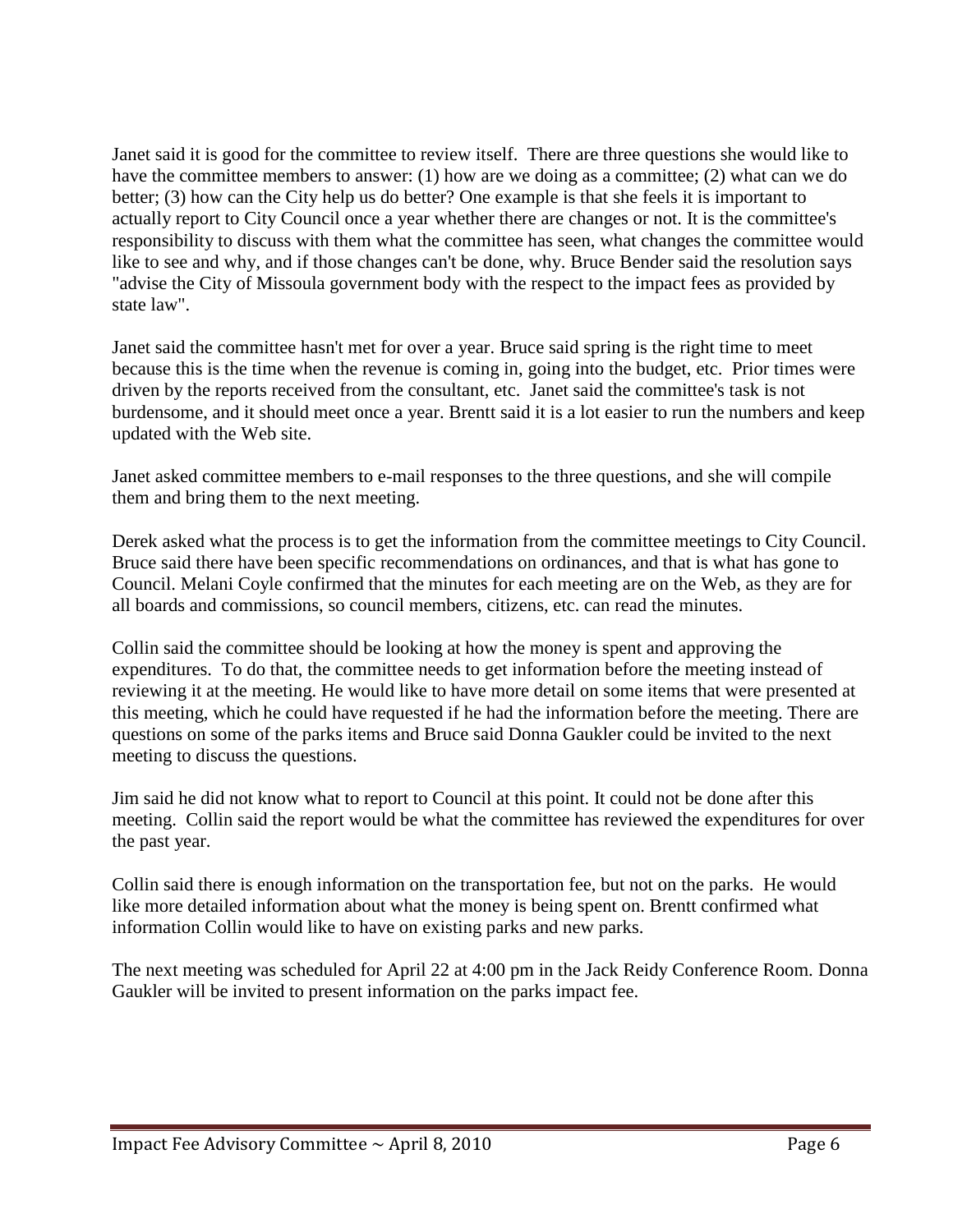Janet said it is good for the committee to review itself. There are three questions she would like to have the committee members to answer: (1) how are we doing as a committee; (2) what can we do better; (3) how can the City help us do better? One example is that she feels it is important to actually report to City Council once a year whether there are changes or not. It is the committee's responsibility to discuss with them what the committee has seen, what changes the committee would like to see and why, and if those changes can't be done, why. Bruce Bender said the resolution says "advise the City of Missoula government body with the respect to the impact fees as provided by state law".

Janet said the committee hasn't met for over a year. Bruce said spring is the right time to meet because this is the time when the revenue is coming in, going into the budget, etc. Prior times were driven by the reports received from the consultant, etc. Janet said the committee's task is not burdensome, and it should meet once a year. Brentt said it is a lot easier to run the numbers and keep updated with the Web site.

Janet asked committee members to e-mail responses to the three questions, and she will compile them and bring them to the next meeting.

Derek asked what the process is to get the information from the committee meetings to City Council. Bruce said there have been specific recommendations on ordinances, and that is what has gone to Council. Melani Coyle confirmed that the minutes for each meeting are on the Web, as they are for all boards and commissions, so council members, citizens, etc. can read the minutes.

Collin said the committee should be looking at how the money is spent and approving the expenditures. To do that, the committee needs to get information before the meeting instead of reviewing it at the meeting. He would like to have more detail on some items that were presented at this meeting, which he could have requested if he had the information before the meeting. There are questions on some of the parks items and Bruce said Donna Gaukler could be invited to the next meeting to discuss the questions.

Jim said he did not know what to report to Council at this point. It could not be done after this meeting. Collin said the report would be what the committee has reviewed the expenditures for over the past year.

Collin said there is enough information on the transportation fee, but not on the parks. He would like more detailed information about what the money is being spent on. Brentt confirmed what information Collin would like to have on existing parks and new parks.

The next meeting was scheduled for April 22 at 4:00 pm in the Jack Reidy Conference Room. Donna Gaukler will be invited to present information on the parks impact fee.